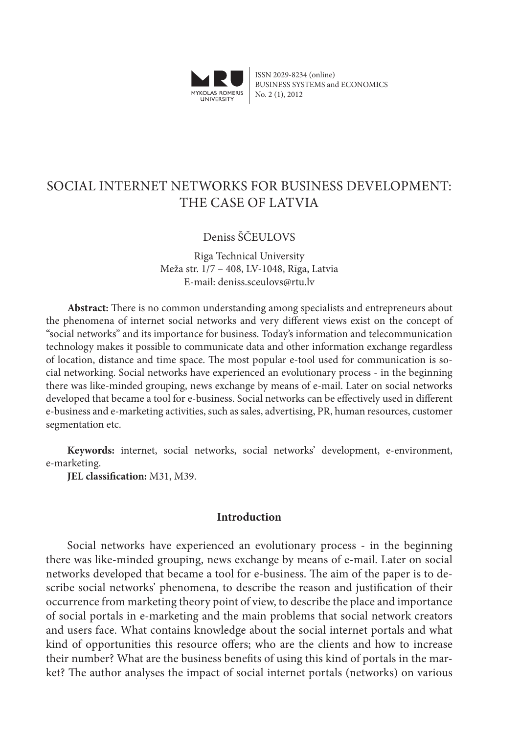ISSN 2029-8234 (online)
BUSINESS SYSTEMS and ECONOMICS
No. 2 (1), 2012

# SOCIAL INTERNET NETWORKS FOR BUSINESS DEVELOPMENT: THE CASE OF LATVIA

Deniss ŠČEULOVS

Riga Technical University
Meža str. 1/7 – 408, LV-1048, Riga, Latvia
E-mail: deniss.sceulovs@rtu.lv

**Abstract:** There is no common understanding among specialists and entrepreneurs about the phenomena of internet social networks and very different views exist on the concept of "social networks" and its importance for business. Today's information and telecommunication technology makes it possible to communicate data and other information exchange regardless of location, distance and time space. The most popular e-tool used for communication is social networking. Social networks have experienced an evolutionary process - in the beginning there was like-minded grouping, news exchange by means of e-mail. Later on social networks developed that became a tool for e-business. Social networks can be effectively used in different e-business and e-marketing activities, such as sales, advertising, PR, human resources, customer segmentation etc.

**Keywords:** internet, social networks, social networks' development, e-environment, e-marketing.

**JEL classification:** M31, M39.

## Introduction

Social networks have experienced an evolutionary process - in the beginning there was like-minded grouping, news exchange by means of e-mail. Later on social networks developed that became a tool for e-business. The aim of the paper is to describe social networks' phenomena, to describe the reason and justification of their occurrence from marketing theory point of view, to describe the place and importance of social portals in e-marketing and the main problems that social network creators and users face. What contains knowledge about the social internet portals and what kind of opportunities this resource offers; who are the clients and how to increase their number? What are the business benefits of using this kind of portals in the market? The author analyses the impact of social internet portals (networks) on various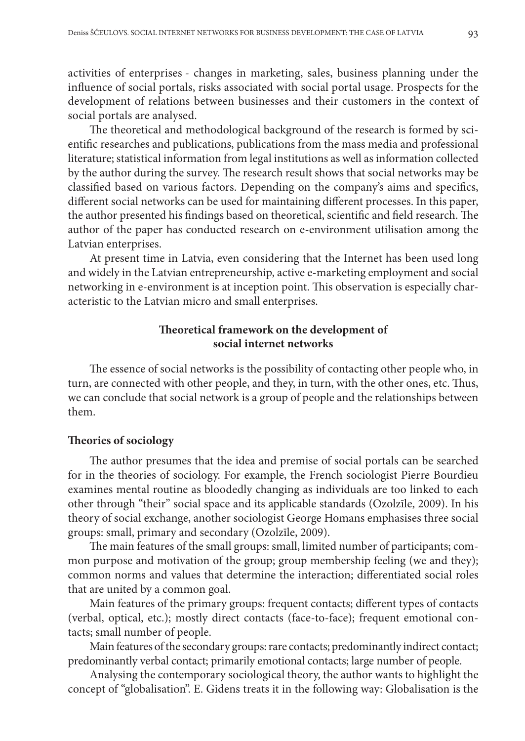activities of enterprises - changes in marketing, sales, business planning under the influence of social portals, risks associated with social portal usage. Prospects for the development of relations between businesses and their customers in the context of social portals are analysed.

The theoretical and methodological background of the research is formed by scientific researches and publications, publications from the mass media and professional literature; statistical information from legal institutions as well as information collected by the author during the survey. The research result shows that social networks may be classified based on various factors. Depending on the company's aims and specifics, different social networks can be used for maintaining different processes. In this paper, the author presented his findings based on theoretical, scientific and field research. The author of the paper has conducted research on e-environment utilisation among the Latvian enterprises.

At present time in Latvia, even considering that the Internet has been used long and widely in the Latvian entrepreneurship, active e-marketing employment and social networking in e-environment is at inception point. This observation is especially characteristic to the Latvian micro and small enterprises.

## Theoretical framework on the development of social internet networks

The essence of social networks is the possibility of contacting other people who, in turn, are connected with other people, and they, in turn, with the other ones, etc. Thus, we can conclude that social network is a group of people and the relationships between them.

### Theories of sociology

The author presumes that the idea and premise of social portals can be searched for in the theories of sociology. For example, the French sociologist Pierre Bourdieu examines mental routine as bloodedly changing as individuals are too linked to each other through "their" social space and its applicable standards (Ozolzīle, 2009). In his theory of social exchange, another sociologist George Homans emphasises three social groups: small, primary and secondary (Ozolzīle, 2009).

The main features of the small groups: small, limited number of participants; common purpose and motivation of the group; group membership feeling (we and they); common norms and values that determine the interaction; differentiated social roles that are united by a common goal.

Main features of the primary groups: frequent contacts; different types of contacts (verbal, optical, etc.); mostly direct contacts (face-to-face); frequent emotional contacts; small number of people.

Main features of the secondary groups: rare contacts; predominantly indirect contact; predominantly verbal contact; primarily emotional contacts; large number of people.

Analysing the contemporary sociological theory, the author wants to highlight the concept of "globalisation". E. Gidens treats it in the following way: Globalisation is the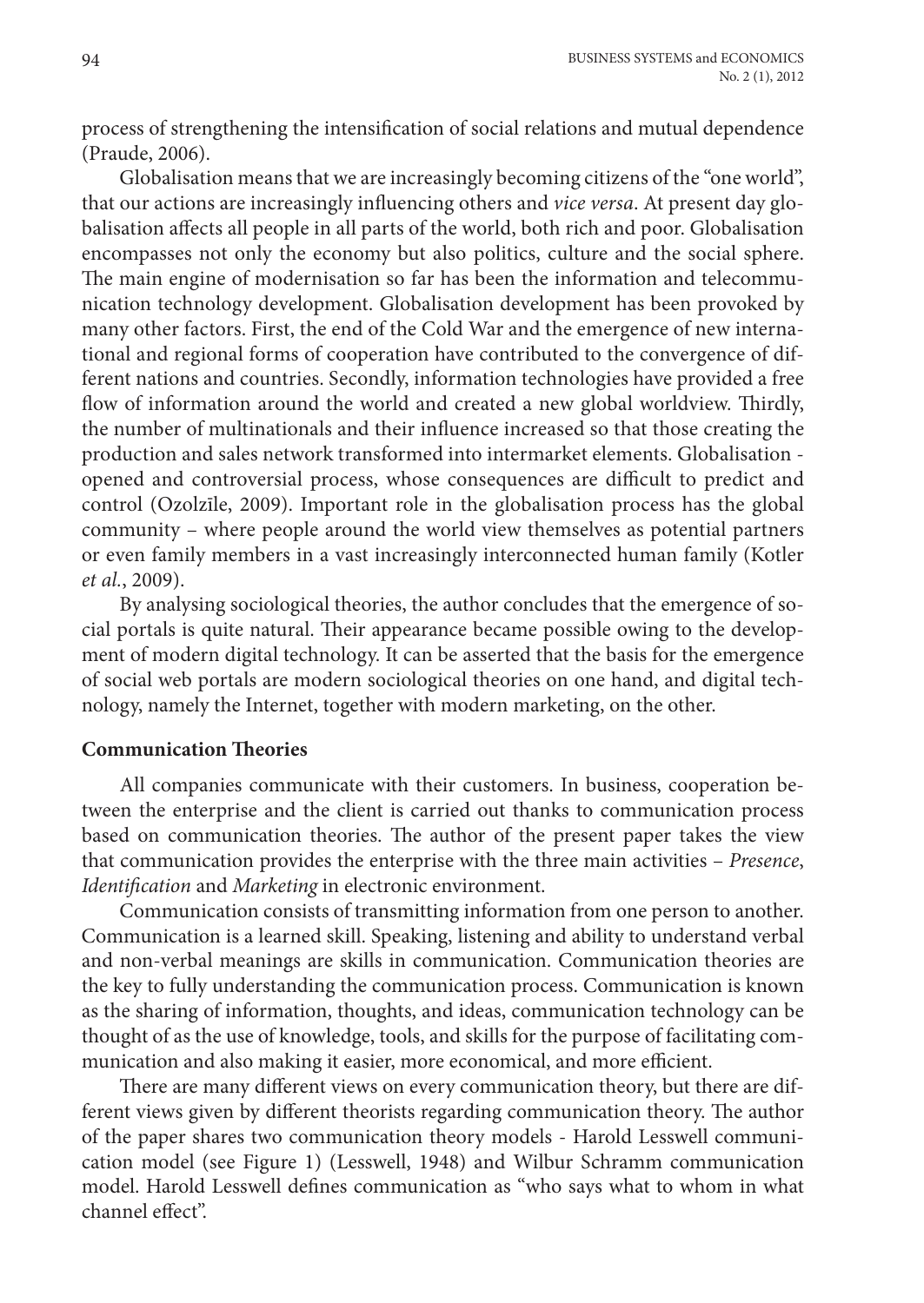process of strengthening the intensification of social relations and mutual dependence (Praude, 2006).

Globalisation means that we are increasingly becoming citizens of the "one world", that our actions are increasingly influencing others and *vice versa*. At present day globalisation affects all people in all parts of the world, both rich and poor. Globalisation encompasses not only the economy but also politics, culture and the social sphere. The main engine of modernisation so far has been the information and telecommunication technology development. Globalisation development has been provoked by many other factors. First, the end of the Cold War and the emergence of new international and regional forms of cooperation have contributed to the convergence of different nations and countries. Secondly, information technologies have provided a free flow of information around the world and created a new global worldview. Thirdly, the number of multinationals and their influence increased so that those creating the production and sales network transformed into intermarket elements. Globalisation - opened and controversial process, whose consequences are difficult to predict and control (Ozolzīle, 2009). Important role in the globalisation process has the global community – where people around the world view themselves as potential partners or even family members in a vast increasingly interconnected human family (Kotler *et al.*, 2009).

By analysing sociological theories, the author concludes that the emergence of social portals is quite natural. Their appearance became possible owing to the development of modern digital technology. It can be asserted that the basis for the emergence of social web portals are modern sociological theories on one hand, and digital technology, namely the Internet, together with modern marketing, on the other.

**Communication Theories**

All companies communicate with their customers. In business, cooperation between the enterprise and the client is carried out thanks to communication process based on communication theories. The author of the present paper takes the view that communication provides the enterprise with the three main activities – *Presence*, *Identification* and *Marketing* in electronic environment.

Communication consists of transmitting information from one person to another. Communication is a learned skill. Speaking, listening and ability to understand verbal and non-verbal meanings are skills in communication. Communication theories are the key to fully understanding the communication process. Communication is known as the sharing of information, thoughts, and ideas, communication technology can be thought of as the use of knowledge, tools, and skills for the purpose of facilitating communication and also making it easier, more economical, and more efficient.

There are many different views on every communication theory, but there are different views given by different theorists regarding communication theory. The author of the paper shares two communication theory models - Harold Lesswell communication model (see Figure 1) (Lesswell, 1948) and Wilbur Schramm communication model. Harold Lesswell defines communication as "who says what to whom in what channel effect".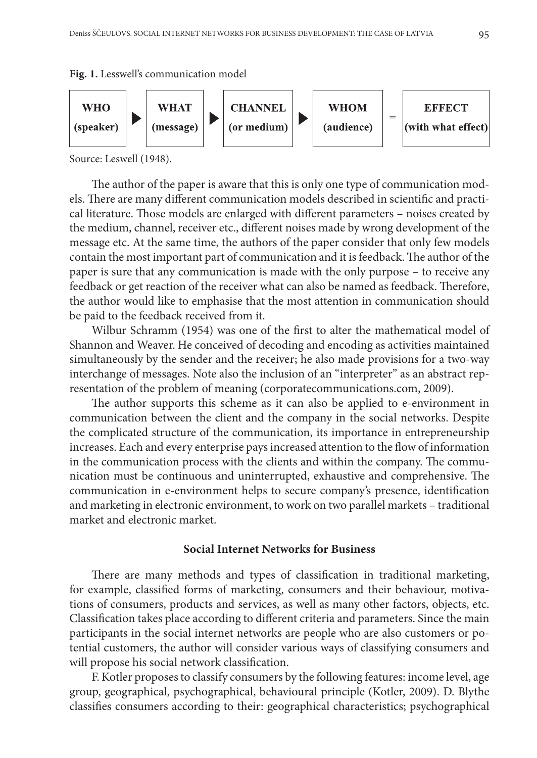**Fig. 1.** Lesswell's communication model

| WHO (speaker) | ▶ | WHAT (message) | ▶ | CHANNEL (or medium) | ▶ | WHOM (audience) | = | EFFECT (with what effect) |
|---|---|---|---|---|---|---|---|---|

Source: Leswell (1948).

The author of the paper is aware that this is only one type of communication models. There are many different communication models described in scientific and practical literature. Those models are enlarged with different parameters – noises created by the medium, channel, receiver etc., different noises made by wrong development of the message etc. At the same time, the authors of the paper consider that only few models contain the most important part of communication and it is feedback. The author of the paper is sure that any communication is made with the only purpose – to receive any feedback or get reaction of the receiver what can also be named as feedback. Therefore, the author would like to emphasise that the most attention in communication should be paid to the feedback received from it.

Wilbur Schramm (1954) was one of the first to alter the mathematical model of Shannon and Weaver. He conceived of decoding and encoding as activities maintained simultaneously by the sender and the receiver; he also made provisions for a two-way interchange of messages. Note also the inclusion of an "interpreter" as an abstract representation of the problem of meaning (corporatecommunications.com, 2009).

The author supports this scheme as it can also be applied to e-environment in communication between the client and the company in the social networks. Despite the complicated structure of the communication, its importance in entrepreneurship increases. Each and every enterprise pays increased attention to the flow of information in the communication process with the clients and within the company. The communication must be continuous and uninterrupted, exhaustive and comprehensive. The communication in e-environment helps to secure company's presence, identification and marketing in electronic environment, to work on two parallel markets – traditional market and electronic market.

### Social Internet Networks for Business

There are many methods and types of classification in traditional marketing, for example, classified forms of marketing, consumers and their behaviour, motivations of consumers, products and services, as well as many other factors, objects, etc. Classification takes place according to different criteria and parameters. Since the main participants in the social internet networks are people who are also customers or potential customers, the author will consider various ways of classifying consumers and will propose his social network classification.

F. Kotler proposes to classify consumers by the following features: income level, age group, geographical, psychographical, behavioural principle (Kotler, 2009). D. Blythe classifies consumers according to their: geographical characteristics; psychographical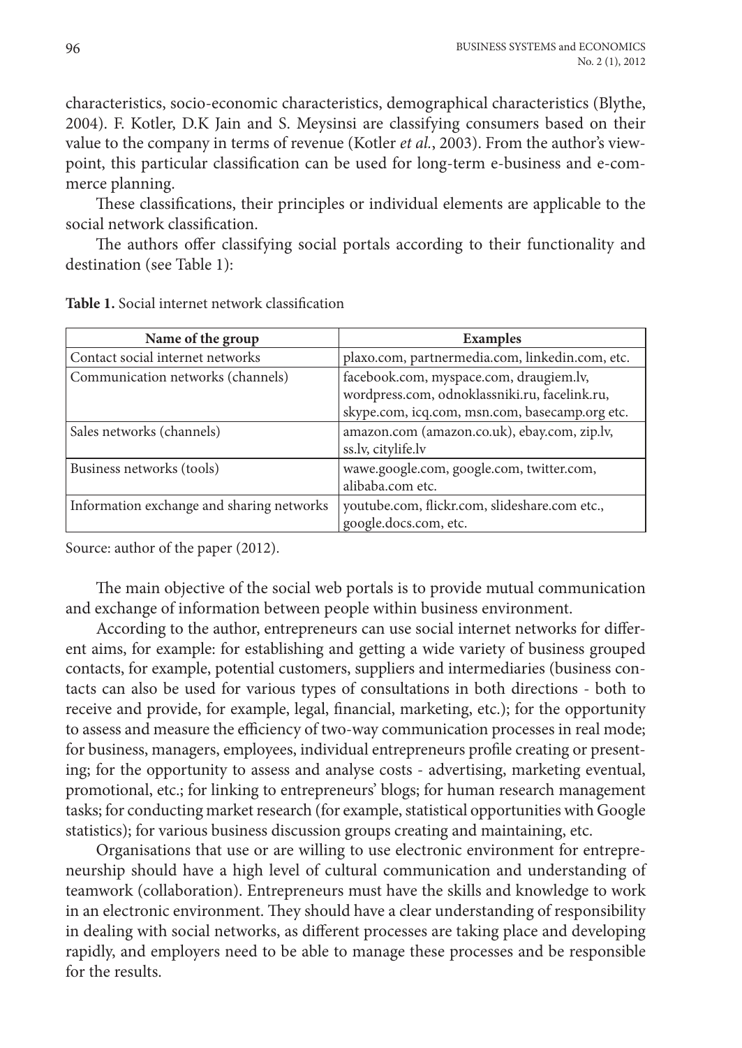characteristics, socio-economic characteristics, demographical characteristics (Blythe, 2004). F. Kotler, D.K Jain and S. Meysinsi are classifying consumers based on their value to the company in terms of revenue (Kotler *et al.*, 2003). From the author's viewpoint, this particular classification can be used for long-term e-business and e-commerce planning.

These classifications, their principles or individual elements are applicable to the social network classification.

The authors offer classifying social portals according to their functionality and destination (see Table 1):

**Table 1.** Social internet network classification

| Name of the group | Examples |
|---|---|
| Contact social internet networks | plaxo.com, partnermedia.com, linkedin.com, etc. |
| Communication networks (channels) | facebook.com, myspace.com, draugiem.lv, wordpress.com, odnoklassniki.ru, facelink.ru, skype.com, icq.com, msn.com, basecamp.org etc. |
| Sales networks (channels) | amazon.com (amazon.co.uk), ebay.com, zip.lv, ss.lv, citylife.lv |
| Business networks (tools) | wawe.google.com, google.com, twitter.com, alibaba.com etc. |
| Information exchange and sharing networks | youtube.com, flickr.com, slideshare.com etc., google.docs.com, etc. |

Source: author of the paper (2012).

The main objective of the social web portals is to provide mutual communication and exchange of information between people within business environment.

According to the author, entrepreneurs can use social internet networks for different aims, for example: for establishing and getting a wide variety of business grouped contacts, for example, potential customers, suppliers and intermediaries (business contacts can also be used for various types of consultations in both directions - both to receive and provide, for example, legal, financial, marketing, etc.); for the opportunity to assess and measure the efficiency of two-way communication processes in real mode; for business, managers, employees, individual entrepreneurs profile creating or presenting; for the opportunity to assess and analyse costs - advertising, marketing eventual, promotional, etc.; for linking to entrepreneurs' blogs; for human research management tasks; for conducting market research (for example, statistical opportunities with Google statistics); for various business discussion groups creating and maintaining, etc.

Organisations that use or are willing to use electronic environment for entrepreneurship should have a high level of cultural communication and understanding of teamwork (collaboration). Entrepreneurs must have the skills and knowledge to work in an electronic environment. They should have a clear understanding of responsibility in dealing with social networks, as different processes are taking place and developing rapidly, and employers need to be able to manage these processes and be responsible for the results.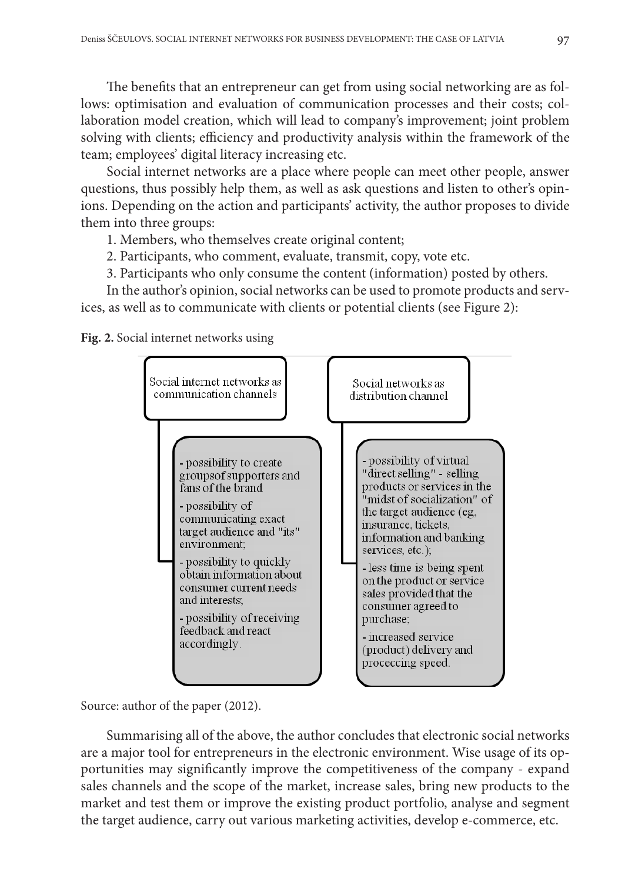The benefits that an entrepreneur can get from using social networking are as follows: optimisation and evaluation of communication processes and their costs; collaboration model creation, which will lead to company's improvement; joint problem solving with clients; efficiency and productivity analysis within the framework of the team; employees' digital literacy increasing etc.

Social internet networks are a place where people can meet other people, answer questions, thus possibly help them, as well as ask questions and listen to other's opinions. Depending on the action and participants' activity, the author proposes to divide them into three groups:

1. Members, who themselves create original content;
2. Participants, who comment, evaluate, transmit, copy, vote etc.
3. Participants who only consume the content (information) posted by others.

In the author's opinion, social networks can be used to promote products and services, as well as to communicate with clients or potential clients (see Figure 2):

**Fig. 2.** Social internet networks using

**Social internet networks as communication channels**

- possibility to create groupsof supporters and fans of the brand
- possibility of communicating exact target audience and "its" environment;
- possibility to quickly obtain information about consumer current needs and interests;
- possibility of receiving feedback and react accordingly.

**Social networks as distribution channel**

- possibility of virtual "direct selling" - selling products or services in the "midst of socialization" of the target audience (eg, insurance, tickets, information and banking services, etc.);
- less time is being spent on the product or service sales provided that the consumer agreed to purchase;
- increased service (product) delivery and proceccing speed.

Source: author of the paper (2012).

Summarising all of the above, the author concludes that electronic social networks are a major tool for entrepreneurs in the electronic environment. Wise usage of its opportunities may significantly improve the competitiveness of the company - expand sales channels and the scope of the market, increase sales, bring new products to the market and test them or improve the existing product portfolio, analyse and segment the target audience, carry out various marketing activities, develop e-commerce, etc.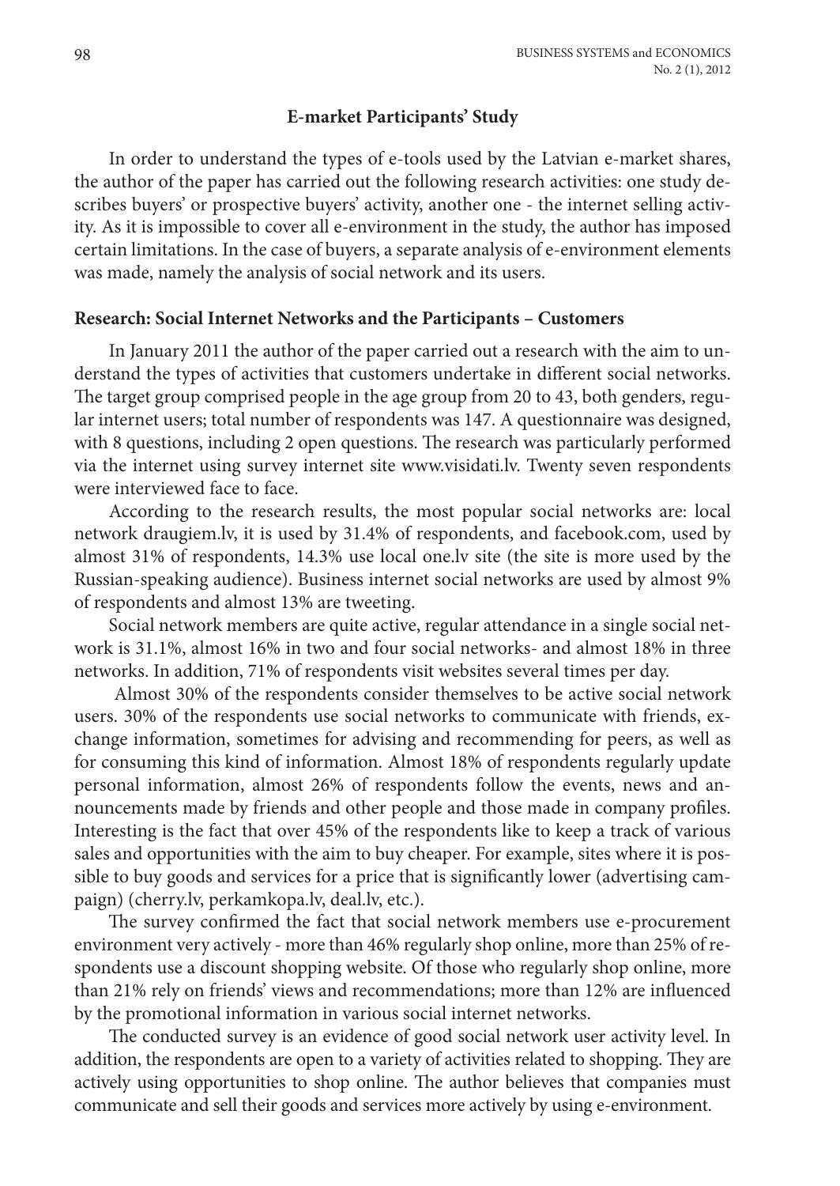## E-market Participants' Study

In order to understand the types of e-tools used by the Latvian e-market shares, the author of the paper has carried out the following research activities: one study describes buyers' or prospective buyers' activity, another one - the internet selling activity. As it is impossible to cover all e-environment in the study, the author has imposed certain limitations. In the case of buyers, a separate analysis of e-environment elements was made, namely the analysis of social network and its users.

### Research: Social Internet Networks and the Participants – Customers

In January 2011 the author of the paper carried out a research with the aim to understand the types of activities that customers undertake in different social networks. The target group comprised people in the age group from 20 to 43, both genders, regular internet users; total number of respondents was 147. A questionnaire was designed, with 8 questions, including 2 open questions. The research was particularly performed via the internet using survey internet site www.visidati.lv. Twenty seven respondents were interviewed face to face.

According to the research results, the most popular social networks are: local network draugiem.lv, it is used by 31.4% of respondents, and facebook.com, used by almost 31% of respondents, 14.3% use local one.lv site (the site is more used by the Russian-speaking audience). Business internet social networks are used by almost 9% of respondents and almost 13% are tweeting.

Social network members are quite active, regular attendance in a single social network is 31.1%, almost 16% in two and four social networks- and almost 18% in three networks. In addition, 71% of respondents visit websites several times per day.

Almost 30% of the respondents consider themselves to be active social network users. 30% of the respondents use social networks to communicate with friends, exchange information, sometimes for advising and recommending for peers, as well as for consuming this kind of information. Almost 18% of respondents regularly update personal information, almost 26% of respondents follow the events, news and announcements made by friends and other people and those made in company profiles. Interesting is the fact that over 45% of the respondents like to keep a track of various sales and opportunities with the aim to buy cheaper. For example, sites where it is possible to buy goods and services for a price that is significantly lower (advertising campaign) (cherry.lv, perkamkopa.lv, deal.lv, etc.).

The survey confirmed the fact that social network members use e-procurement environment very actively - more than 46% regularly shop online, more than 25% of respondents use a discount shopping website. Of those who regularly shop online, more than 21% rely on friends' views and recommendations; more than 12% are influenced by the promotional information in various social internet networks.

The conducted survey is an evidence of good social network user activity level. In addition, the respondents are open to a variety of activities related to shopping. They are actively using opportunities to shop online. The author believes that companies must communicate and sell their goods and services more actively by using e-environment.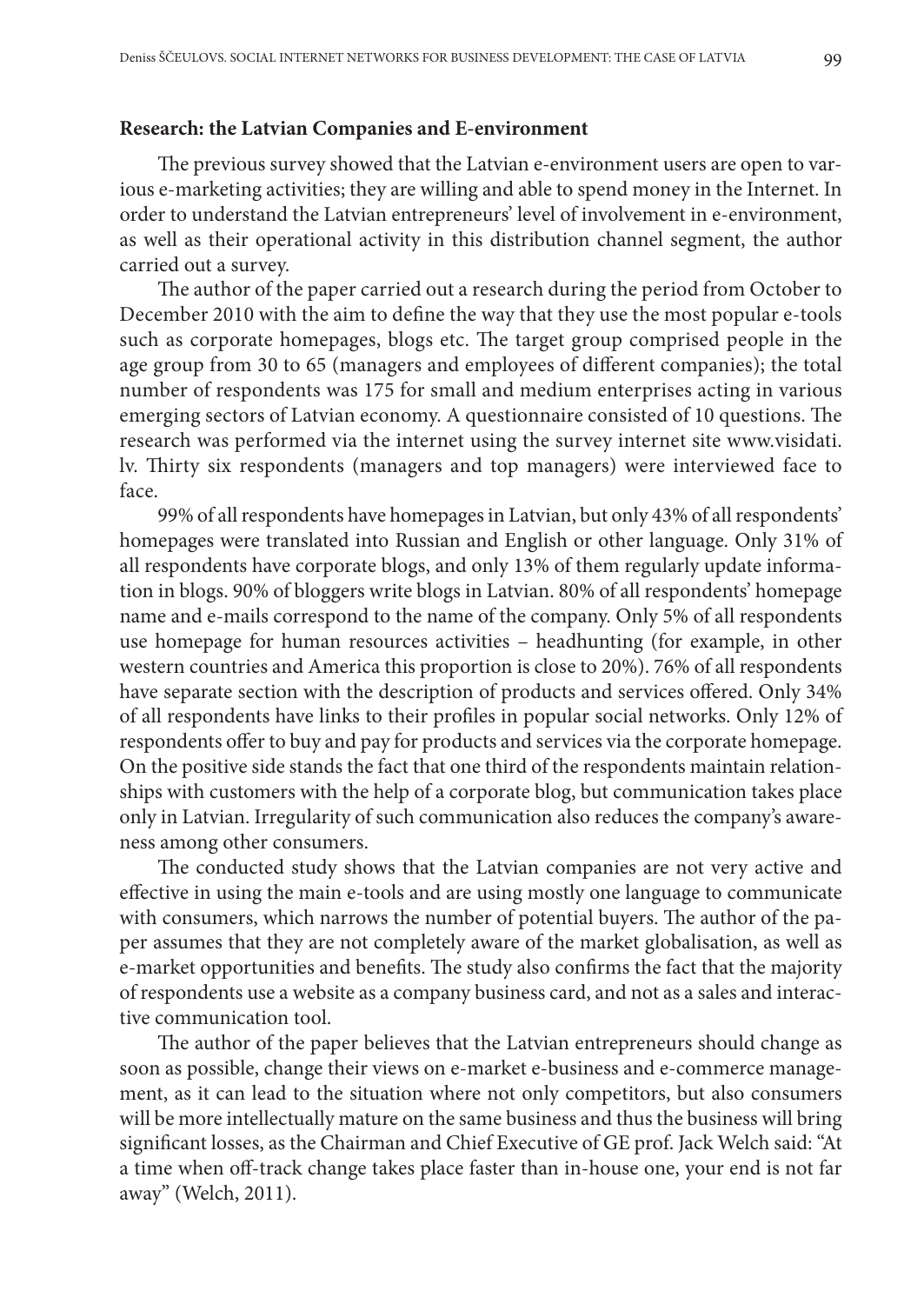**Research: the Latvian Companies and E-environment**

The previous survey showed that the Latvian e-environment users are open to various e-marketing activities; they are willing and able to spend money in the Internet. In order to understand the Latvian entrepreneurs' level of involvement in e-environment, as well as their operational activity in this distribution channel segment, the author carried out a survey.

The author of the paper carried out a research during the period from October to December 2010 with the aim to define the way that they use the most popular e-tools such as corporate homepages, blogs etc. The target group comprised people in the age group from 30 to 65 (managers and employees of different companies); the total number of respondents was 175 for small and medium enterprises acting in various emerging sectors of Latvian economy. A questionnaire consisted of 10 questions. The research was performed via the internet using the survey internet site www.visidati.lv. Thirty six respondents (managers and top managers) were interviewed face to face.

99% of all respondents have homepages in Latvian, but only 43% of all respondents' homepages were translated into Russian and English or other language. Only 31% of all respondents have corporate blogs, and only 13% of them regularly update information in blogs. 90% of bloggers write blogs in Latvian. 80% of all respondents' homepage name and e-mails correspond to the name of the company. Only 5% of all respondents use homepage for human resources activities – headhunting (for example, in other western countries and America this proportion is close to 20%). 76% of all respondents have separate section with the description of products and services offered. Only 34% of all respondents have links to their profiles in popular social networks. Only 12% of respondents offer to buy and pay for products and services via the corporate homepage. On the positive side stands the fact that one third of the respondents maintain relationships with customers with the help of a corporate blog, but communication takes place only in Latvian. Irregularity of such communication also reduces the company's awareness among other consumers.

The conducted study shows that the Latvian companies are not very active and effective in using the main e-tools and are using mostly one language to communicate with consumers, which narrows the number of potential buyers. The author of the paper assumes that they are not completely aware of the market globalisation, as well as e-market opportunities and benefits. The study also confirms the fact that the majority of respondents use a website as a company business card, and not as a sales and interactive communication tool.

The author of the paper believes that the Latvian entrepreneurs should change as soon as possible, change their views on e-market e-business and e-commerce management, as it can lead to the situation where not only competitors, but also consumers will be more intellectually mature on the same business and thus the business will bring significant losses, as the Chairman and Chief Executive of GE prof. Jack Welch said: "At a time when off-track change takes place faster than in-house one, your end is not far away" (Welch, 2011).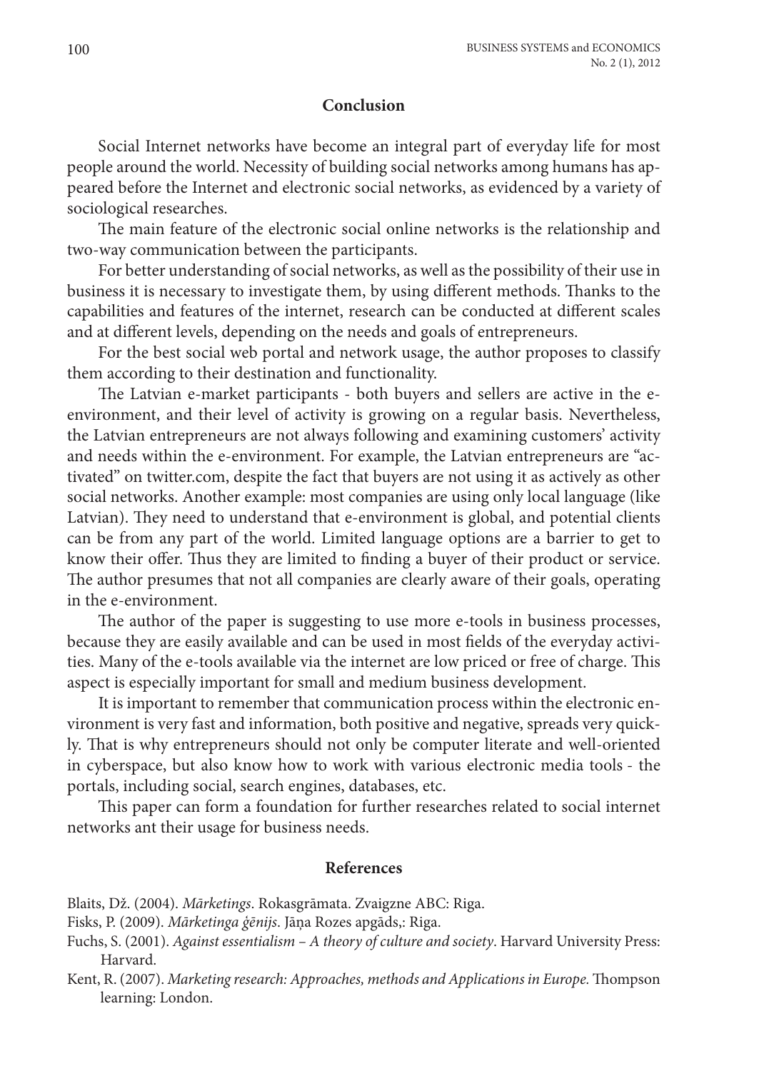## Conclusion

Social Internet networks have become an integral part of everyday life for most people around the world. Necessity of building social networks among humans has appeared before the Internet and electronic social networks, as evidenced by a variety of sociological researches.

The main feature of the electronic social online networks is the relationship and two-way communication between the participants.

For better understanding of social networks, as well as the possibility of their use in business it is necessary to investigate them, by using different methods. Thanks to the capabilities and features of the internet, research can be conducted at different scales and at different levels, depending on the needs and goals of entrepreneurs.

For the best social web portal and network usage, the author proposes to classify them according to their destination and functionality.

The Latvian e-market participants - both buyers and sellers are active in the e-environment, and their level of activity is growing on a regular basis. Nevertheless, the Latvian entrepreneurs are not always following and examining customers' activity and needs within the e-environment. For example, the Latvian entrepreneurs are "activated" on twitter.com, despite the fact that buyers are not using it as actively as other social networks. Another example: most companies are using only local language (like Latvian). They need to understand that e-environment is global, and potential clients can be from any part of the world. Limited language options are a barrier to get to know their offer. Thus they are limited to finding a buyer of their product or service. The author presumes that not all companies are clearly aware of their goals, operating in the e-environment.

The author of the paper is suggesting to use more e-tools in business processes, because they are easily available and can be used in most fields of the everyday activities. Many of the e-tools available via the internet are low priced or free of charge. This aspect is especially important for small and medium business development.

It is important to remember that communication process within the electronic environment is very fast and information, both positive and negative, spreads very quickly. That is why entrepreneurs should not only be computer literate and well-oriented in cyberspace, but also know how to work with various electronic media tools - the portals, including social, search engines, databases, etc.

This paper can form a foundation for further researches related to social internet networks ant their usage for business needs.

## References

Blaits, Dž. (2004). *Mārketings*. Rokasgrāmata. Zvaigzne ABC: Riga.

Fisks, P. (2009). *Mārketinga ģēnijs*. Jāņa Rozes apgāds,: Riga.

Fuchs, S. (2001). *Against essentialism – A theory of culture and society*. Harvard University Press: Harvard.

Kent, R. (2007). *Marketing research: Approaches, methods and Applications in Europe.* Thompson learning: London.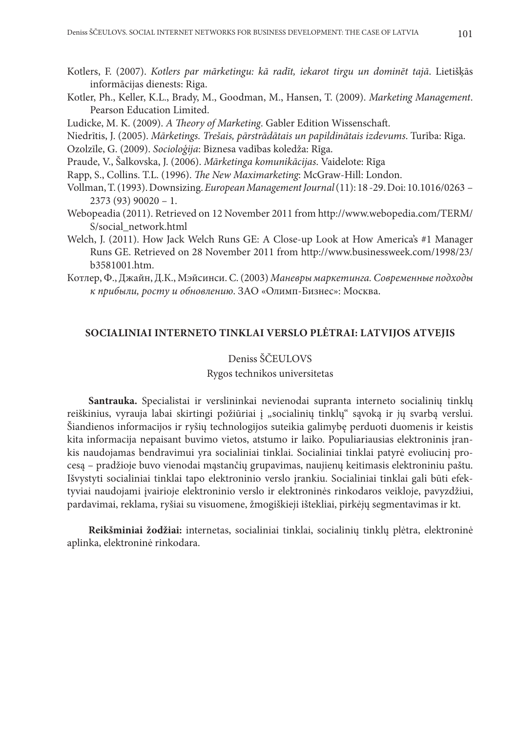Kotlers, F. (2007). *Kotlers par mārketingu: kā radīt, iekarot tirgu un dominēt tajā*. Lietišķās informācijas dienests: Riga.

Kotler, Ph., Keller, K.L., Brady, M., Goodman, M., Hansen, T. (2009). *Marketing Management*. Pearson Education Limited.

Ludicke, M. K. (2009). *A Theory of Marketing*. Gabler Edition Wissenschaft.

Niedrītis, J. (2005). *Mārketings. Trešais, pārstrādātais un papildinātais izdevums*. Turība: Rīga.

Ozolzīle, G. (2009). *Socioloģija*: Biznesa vadības koledža: Rīga.

Praude, V., Šalkovska, J. (2006). *Mārketinga komunikācijas*. Vaidelote: Rīga

Rapp, S., Collins. T.L. (1996). *The New Maximarketing*: McGraw-Hill: London.

Vollman, T. (1993). Downsizing. *European Management Journal* (11): 18 -29. Doi: 10.1016/0263 – 2373 (93) 90020 – 1.

Webopeadia (2011). Retrieved on 12 November 2011 from http://www.webopedia.com/TERM/S/social_network.html

Welch, J. (2011). How Jack Welch Runs GE: A Close-up Look at How America's #1 Manager Runs GE. Retrieved on 28 November 2011 from http://www.businessweek.com/1998/23/b3581001.htm.

Котлер, Ф., Джайн, Д.К., Мэйсинси. С. (2003) *Маневры маркетинга. Современные подходы к прибыли, росту и обновлению*. ЗАО «Олимп-Бизнес»: Москва.

## SOCIALINIAI INTERNETO TINKLAI VERSLO PLĖTRAI: LATVIJOS ATVEJIS

Deniss ŠČEULOVS

Rygos technikos universitetas

**Santrauka.** Specialistai ir verslininkai nevienodai supranta interneto socialinių tinklų reiškinius, vyrauja labai skirtingi požiūriai į „socialinių tinklų" sąvoką ir jų svarbą verslui. Šiandienos informacijos ir ryšių technologijos suteikia galimybę perduoti duomenis ir keistis kita informacija nepaisant buvimo vietos, atstumo ir laiko. Populiariausias elektroninis įrankis naudojamas bendravimui yra socialiniai tinklai. Socialiniai tinklai patyrė evoliucinį procesą – pradžioje buvo vienodai mąstančių grupavimas, naujienų keitimasis elektroniniu paštu. Išvystyti socialiniai tinklai tapo elektroninio verslo įrankiu. Socialiniai tinklai gali būti efektyviai naudojami įvairioje elektroninio verslo ir elektroninės rinkodaros veikloje, pavyzdžiui, pardavimai, reklama, ryšiai su visuomene, žmogiškieji ištekliai, pirkėjų segmentavimas ir kt.

**Reikšminiai žodžiai:** internetas, socialiniai tinklai, socialinių tinklų plėtra, elektroninė aplinka, elektroninė rinkodara.